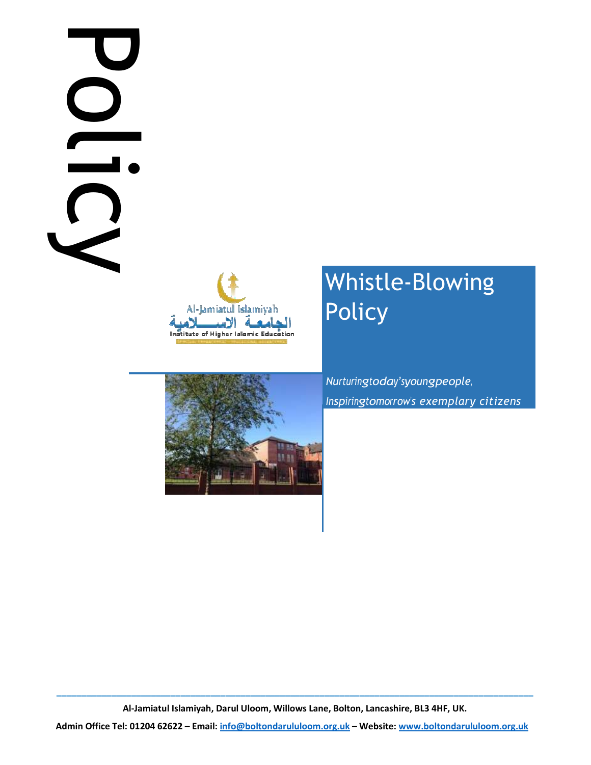Policy

Al-Jamiatul Islamiyah

الجامعة الاسلامية

Institute of Higher Islamic Education

# Whistle-Blowing Policy

*Nurturing today's young people,*
*Inspiring tomorrow's exemplary citizens*

**Al-Jamiatul Islamiyah, Darul Uloom, Willows Lane, Bolton, Lancashire, BL3 4HF, UK.**

**Admin Office Tel: 01204 62622 – Email: info@boltondarululoom.org.uk – Website: www.boltondarululoom.org.uk**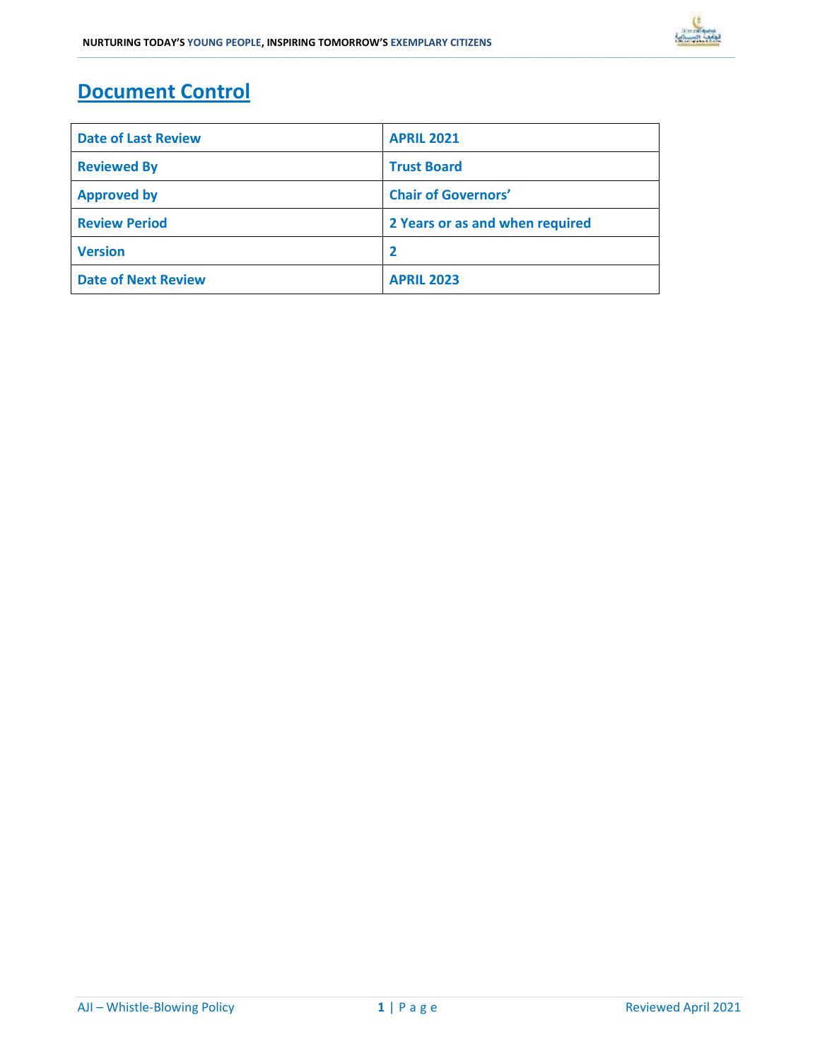# Document Control

| Date of Last Review | APRIL 2021 |
|---|---|
| Reviewed By | Trust Board |
| Approved by | Chair of Governors’ |
| Review Period | 2 Years or as and when required |
| Version | 2 |
| Date of Next Review | APRIL 2023 |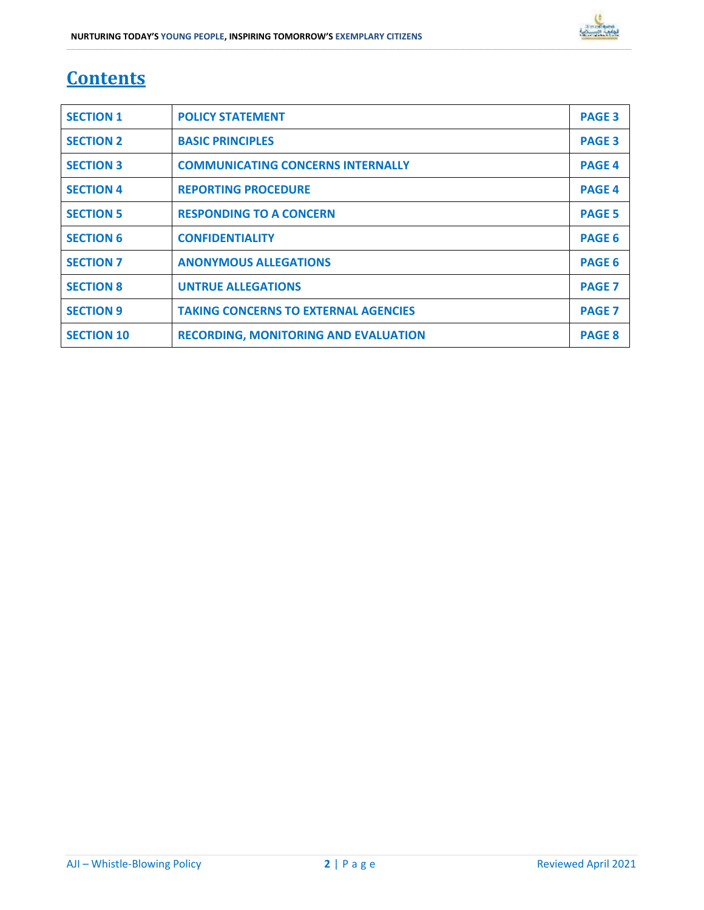# Contents

| SECTION 1 | POLICY STATEMENT | PAGE 3 |
|---|---|---|
| SECTION 2 | BASIC PRINCIPLES | PAGE 3 |
| SECTION 3 | COMMUNICATING CONCERNS INTERNALLY | PAGE 4 |
| SECTION 4 | REPORTING PROCEDURE | PAGE 4 |
| SECTION 5 | RESPONDING TO A CONCERN | PAGE 5 |
| SECTION 6 | CONFIDENTIALITY | PAGE 6 |
| SECTION 7 | ANONYMOUS ALLEGATIONS | PAGE 6 |
| SECTION 8 | UNTRUE ALLEGATIONS | PAGE 7 |
| SECTION 9 | TAKING CONCERNS TO EXTERNAL AGENCIES | PAGE 7 |
| SECTION 10 | RECORDING, MONITORING AND EVALUATION | PAGE 8 |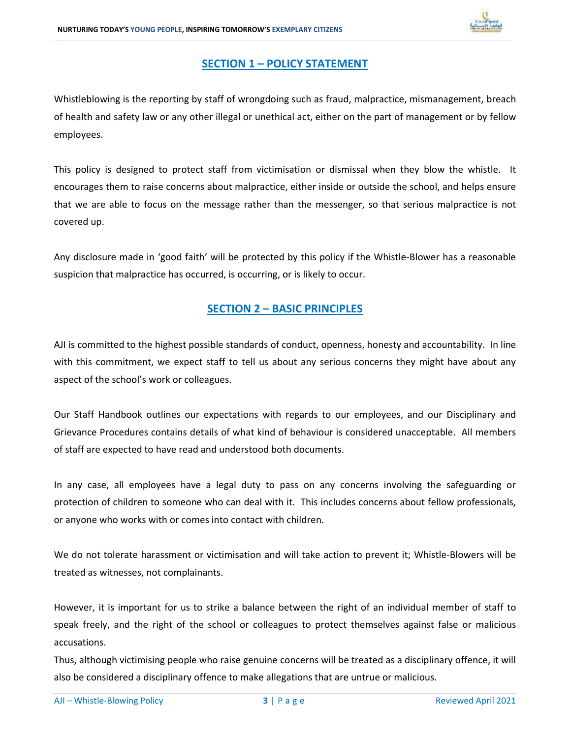## SECTION 1 – POLICY STATEMENT

Whistleblowing is the reporting by staff of wrongdoing such as fraud, malpractice, mismanagement, breach of health and safety law or any other illegal or unethical act, either on the part of management or by fellow employees.

This policy is designed to protect staff from victimisation or dismissal when they blow the whistle. It encourages them to raise concerns about malpractice, either inside or outside the school, and helps ensure that we are able to focus on the message rather than the messenger, so that serious malpractice is not covered up.

Any disclosure made in 'good faith' will be protected by this policy if the Whistle-Blower has a reasonable suspicion that malpractice has occurred, is occurring, or is likely to occur.

## SECTION 2 – BASIC PRINCIPLES

AJI is committed to the highest possible standards of conduct, openness, honesty and accountability. In line with this commitment, we expect staff to tell us about any serious concerns they might have about any aspect of the school's work or colleagues.

Our Staff Handbook outlines our expectations with regards to our employees, and our Disciplinary and Grievance Procedures contains details of what kind of behaviour is considered unacceptable. All members of staff are expected to have read and understood both documents.

In any case, all employees have a legal duty to pass on any concerns involving the safeguarding or protection of children to someone who can deal with it. This includes concerns about fellow professionals, or anyone who works with or comes into contact with children.

We do not tolerate harassment or victimisation and will take action to prevent it; Whistle-Blowers will be treated as witnesses, not complainants.

However, it is important for us to strike a balance between the right of an individual member of staff to speak freely, and the right of the school or colleagues to protect themselves against false or malicious accusations.

Thus, although victimising people who raise genuine concerns will be treated as a disciplinary offence, it will also be considered a disciplinary offence to make allegations that are untrue or malicious.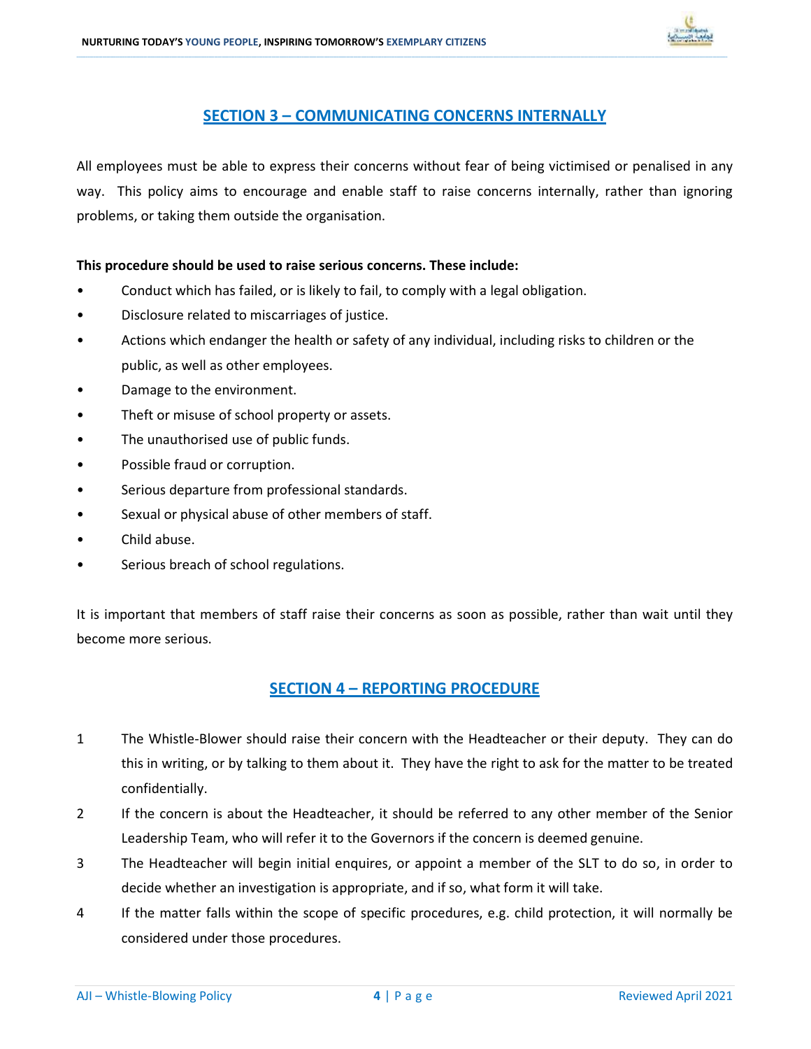## SECTION 3 – COMMUNICATING CONCERNS INTERNALLY

All employees must be able to express their concerns without fear of being victimised or penalised in any way. This policy aims to encourage and enable staff to raise concerns internally, rather than ignoring problems, or taking them outside the organisation.

**This procedure should be used to raise serious concerns. These include:**

- Conduct which has failed, or is likely to fail, to comply with a legal obligation.
- Disclosure related to miscarriages of justice.
- Actions which endanger the health or safety of any individual, including risks to children or the public, as well as other employees.
- Damage to the environment.
- Theft or misuse of school property or assets.
- The unauthorised use of public funds.
- Possible fraud or corruption.
- Serious departure from professional standards.
- Sexual or physical abuse of other members of staff.
- Child abuse.
- Serious breach of school regulations.

It is important that members of staff raise their concerns as soon as possible, rather than wait until they become more serious.

## SECTION 4 – REPORTING PROCEDURE

1. The Whistle-Blower should raise their concern with the Headteacher or their deputy. They can do this in writing, or by talking to them about it. They have the right to ask for the matter to be treated confidentially.
2. If the concern is about the Headteacher, it should be referred to any other member of the Senior Leadership Team, who will refer it to the Governors if the concern is deemed genuine.
3. The Headteacher will begin initial enquires, or appoint a member of the SLT to do so, in order to decide whether an investigation is appropriate, and if so, what form it will take.
4. If the matter falls within the scope of specific procedures, e.g. child protection, it will normally be considered under those procedures.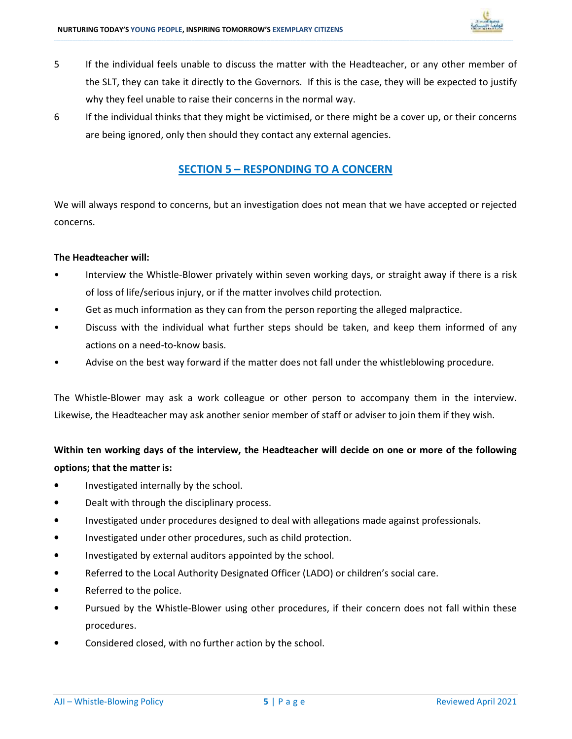5. If the individual feels unable to discuss the matter with the Headteacher, or any other member of the SLT, they can take it directly to the Governors. If this is the case, they will be expected to justify why they feel unable to raise their concerns in the normal way.
6. If the individual thinks that they might be victimised, or there might be a cover up, or their concerns are being ignored, only then should they contact any external agencies.

## SECTION 5 – RESPONDING TO A CONCERN

We will always respond to concerns, but an investigation does not mean that we have accepted or rejected concerns.

**The Headteacher will:**

- Interview the Whistle-Blower privately within seven working days, or straight away if there is a risk of loss of life/serious injury, or if the matter involves child protection.
- Get as much information as they can from the person reporting the alleged malpractice.
- Discuss with the individual what further steps should be taken, and keep them informed of any actions on a need-to-know basis.
- Advise on the best way forward if the matter does not fall under the whistleblowing procedure.

The Whistle-Blower may ask a work colleague or other person to accompany them in the interview. Likewise, the Headteacher may ask another senior member of staff or adviser to join them if they wish.

**Within ten working days of the interview, the Headteacher will decide on one or more of the following options; that the matter is:**

- Investigated internally by the school.
- Dealt with through the disciplinary process.
- Investigated under procedures designed to deal with allegations made against professionals.
- Investigated under other procedures, such as child protection.
- Investigated by external auditors appointed by the school.
- Referred to the Local Authority Designated Officer (LADO) or children's social care.
- Referred to the police.
- Pursued by the Whistle-Blower using other procedures, if their concern does not fall within these procedures.
- Considered closed, with no further action by the school.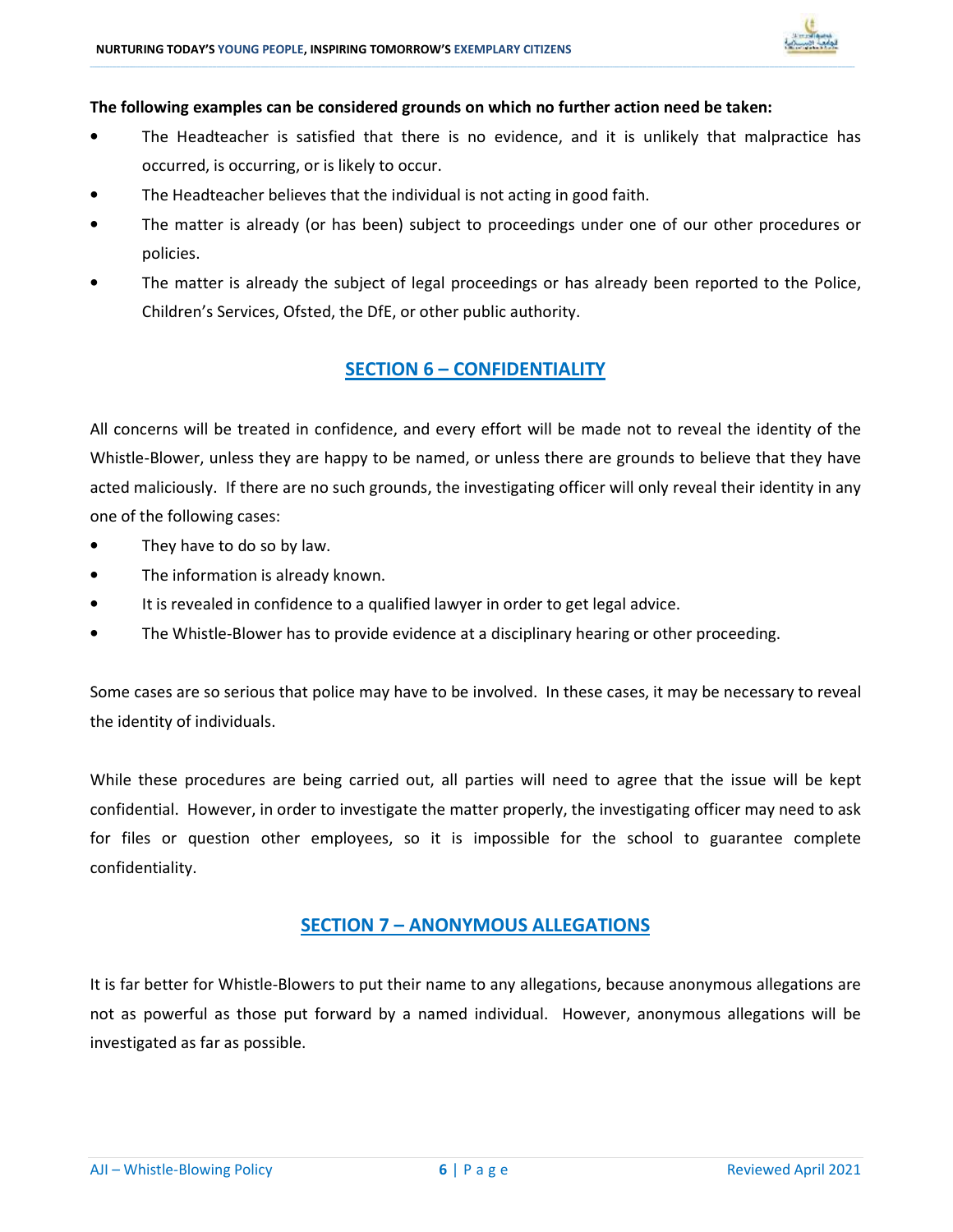**The following examples can be considered grounds on which no further action need be taken:**

- The Headteacher is satisfied that there is no evidence, and it is unlikely that malpractice has occurred, is occurring, or is likely to occur.
- The Headteacher believes that the individual is not acting in good faith.
- The matter is already (or has been) subject to proceedings under one of our other procedures or policies.
- The matter is already the subject of legal proceedings or has already been reported to the Police, Children's Services, Ofsted, the DfE, or other public authority.

## SECTION 6 – CONFIDENTIALITY

All concerns will be treated in confidence, and every effort will be made not to reveal the identity of the Whistle-Blower, unless they are happy to be named, or unless there are grounds to believe that they have acted maliciously. If there are no such grounds, the investigating officer will only reveal their identity in any one of the following cases:

- They have to do so by law.
- The information is already known.
- It is revealed in confidence to a qualified lawyer in order to get legal advice.
- The Whistle-Blower has to provide evidence at a disciplinary hearing or other proceeding.

Some cases are so serious that police may have to be involved. In these cases, it may be necessary to reveal the identity of individuals.

While these procedures are being carried out, all parties will need to agree that the issue will be kept confidential. However, in order to investigate the matter properly, the investigating officer may need to ask for files or question other employees, so it is impossible for the school to guarantee complete confidentiality.

## SECTION 7 – ANONYMOUS ALLEGATIONS

It is far better for Whistle-Blowers to put their name to any allegations, because anonymous allegations are not as powerful as those put forward by a named individual. However, anonymous allegations will be investigated as far as possible.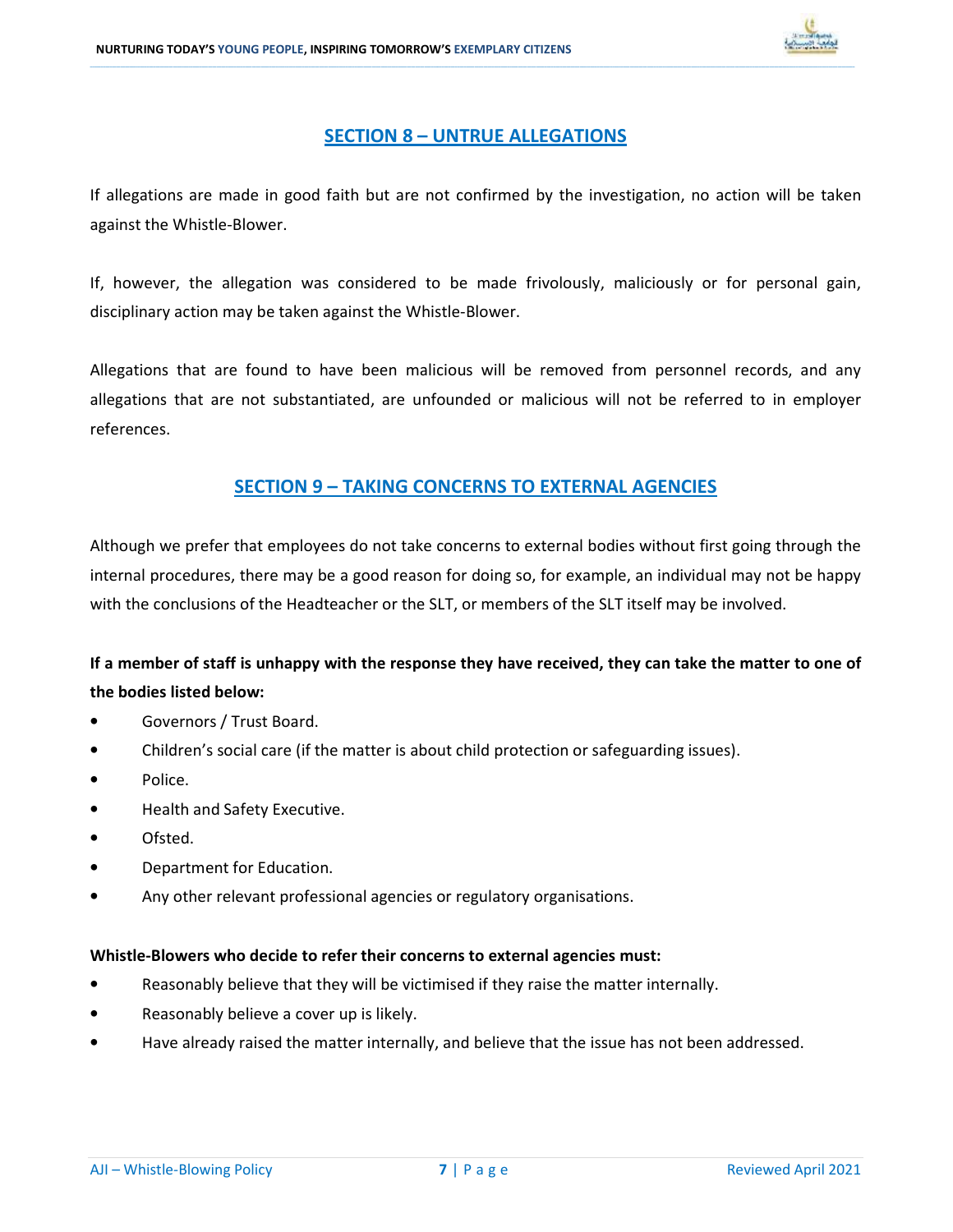## SECTION 8 – UNTRUE ALLEGATIONS

If allegations are made in good faith but are not confirmed by the investigation, no action will be taken against the Whistle-Blower.

If, however, the allegation was considered to be made frivolously, maliciously or for personal gain, disciplinary action may be taken against the Whistle-Blower.

Allegations that are found to have been malicious will be removed from personnel records, and any allegations that are not substantiated, are unfounded or malicious will not be referred to in employer references.

## SECTION 9 – TAKING CONCERNS TO EXTERNAL AGENCIES

Although we prefer that employees do not take concerns to external bodies without first going through the internal procedures, there may be a good reason for doing so, for example, an individual may not be happy with the conclusions of the Headteacher or the SLT, or members of the SLT itself may be involved.

**If a member of staff is unhappy with the response they have received, they can take the matter to one of the bodies listed below:**

- Governors / Trust Board.
- Children's social care (if the matter is about child protection or safeguarding issues).
- Police.
- Health and Safety Executive.
- Ofsted.
- Department for Education.
- Any other relevant professional agencies or regulatory organisations.

**Whistle-Blowers who decide to refer their concerns to external agencies must:**

- Reasonably believe that they will be victimised if they raise the matter internally.
- Reasonably believe a cover up is likely.
- Have already raised the matter internally, and believe that the issue has not been addressed.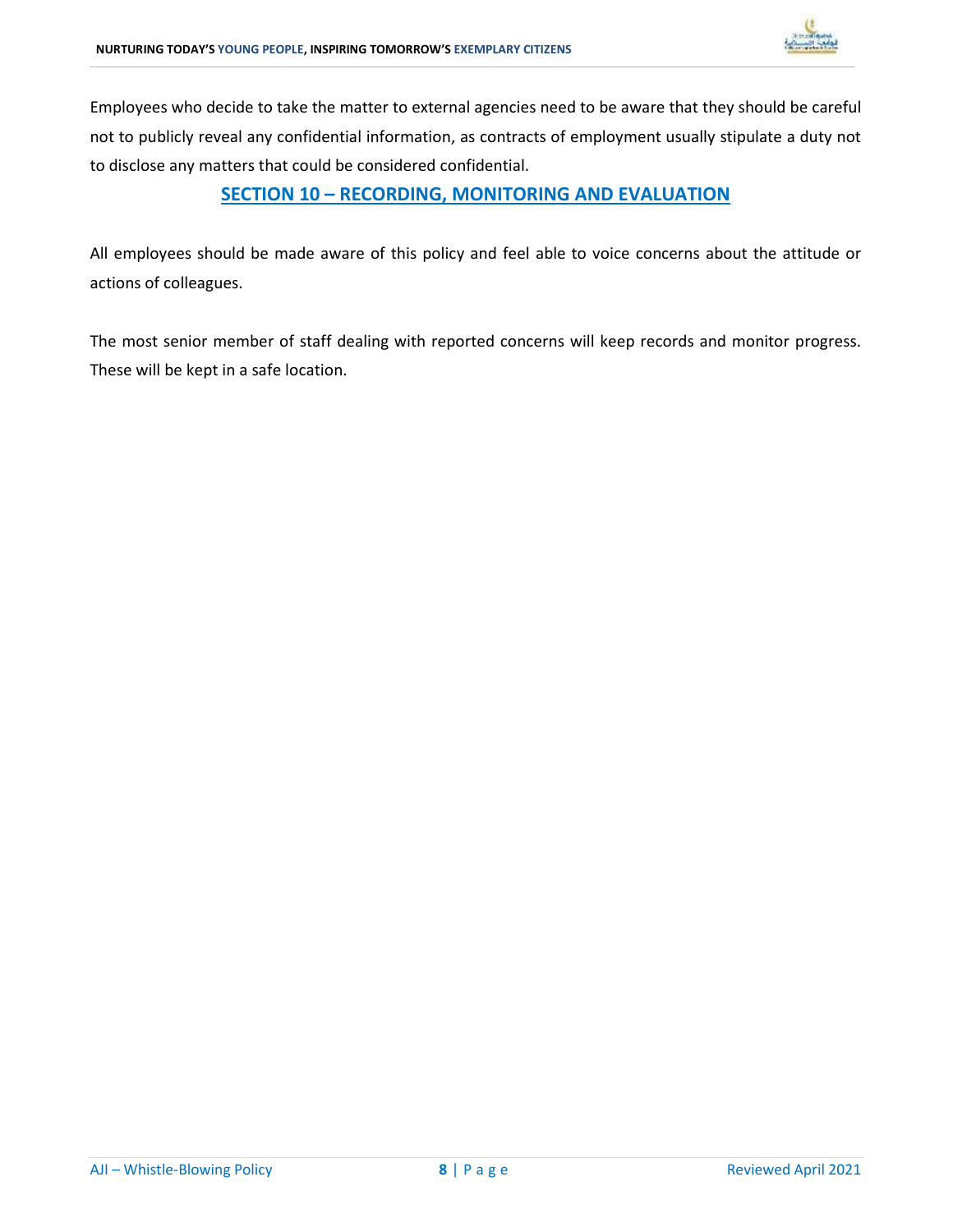Employees who decide to take the matter to external agencies need to be aware that they should be careful not to publicly reveal any confidential information, as contracts of employment usually stipulate a duty not to disclose any matters that could be considered confidential.

## SECTION 10 – RECORDING, MONITORING AND EVALUATION

All employees should be made aware of this policy and feel able to voice concerns about the attitude or actions of colleagues.

The most senior member of staff dealing with reported concerns will keep records and monitor progress. These will be kept in a safe location.